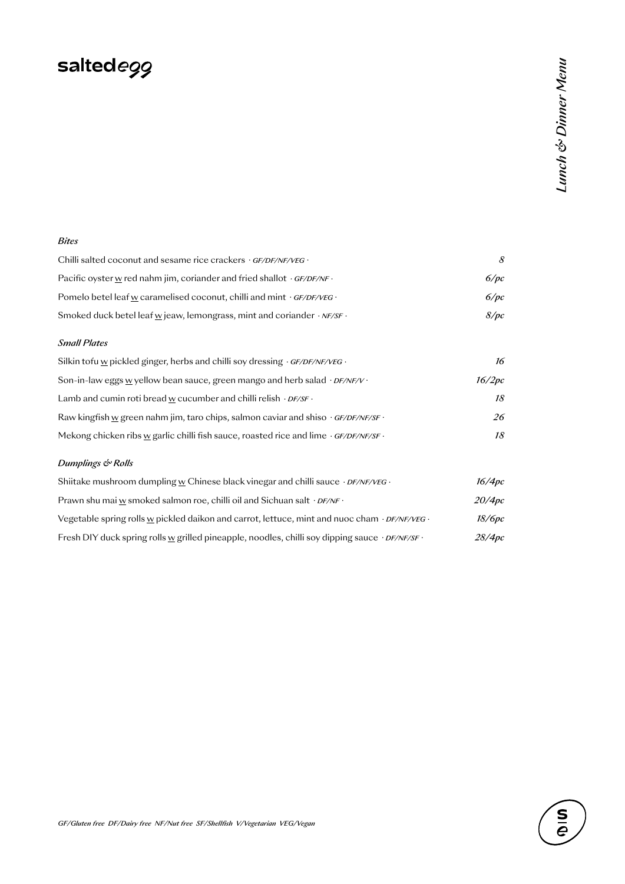# saltedegg

*Lunch & Dinner Menu*

### *Bites*

| | |
|---|---|
| Chilli salted coconut and sesame rice crackers · *GF/DF/NF/VEG* · | *8* |
| Pacific oyster w red nahm jim, coriander and fried shallot · *GF/DF/NF* · | *6/pc* |
| Pomelo betel leaf w caramelised coconut, chilli and mint · *GF/DF/VEG* · | *6/pc* |
| Smoked duck betel leaf w jeaw, lemongrass, mint and coriander · *NF/SF* · | *8/pc* |

### *Small Plates*

| | |
|---|---|
| Silkin tofu w pickled ginger, herbs and chilli soy dressing · *GF/DF/NF/VEG* · | *16* |
| Son-in-law eggs w yellow bean sauce, green mango and herb salad · *DF/NF/V* · | *16/2pc* |
| Lamb and cumin roti bread w cucumber and chilli relish · *DF/SF* · | *18* |
| Raw kingfish w green nahm jim, taro chips, salmon caviar and shiso · *GF/DF/NF/SF* · | *26* |
| Mekong chicken ribs w garlic chilli fish sauce, roasted rice and lime · *GF/DF/NF/SF* · | *18* |

### *Dumplings & Rolls*

| | |
|---|---|
| Shiitake mushroom dumpling w Chinese black vinegar and chilli sauce · *DF/NF/VEG* · | *16/4pc* |
| Prawn shu mai w smoked salmon roe, chilli oil and Sichuan salt · *DF/NF* · | *20/4pc* |
| Vegetable spring rolls w pickled daikon and carrot, lettuce, mint and nuoc cham · *DF/NF/VEG* · | *18/6pc* |
| Fresh DIY duck spring rolls w grilled pineapple, noodles, chilli soy dipping sauce · *DF/NF/SF* · | *28/4pc* |

*GF/Gluten free DF/Dairy free NF/Nut free SF/Shellfish V/Vegetarian VEG/Vegan*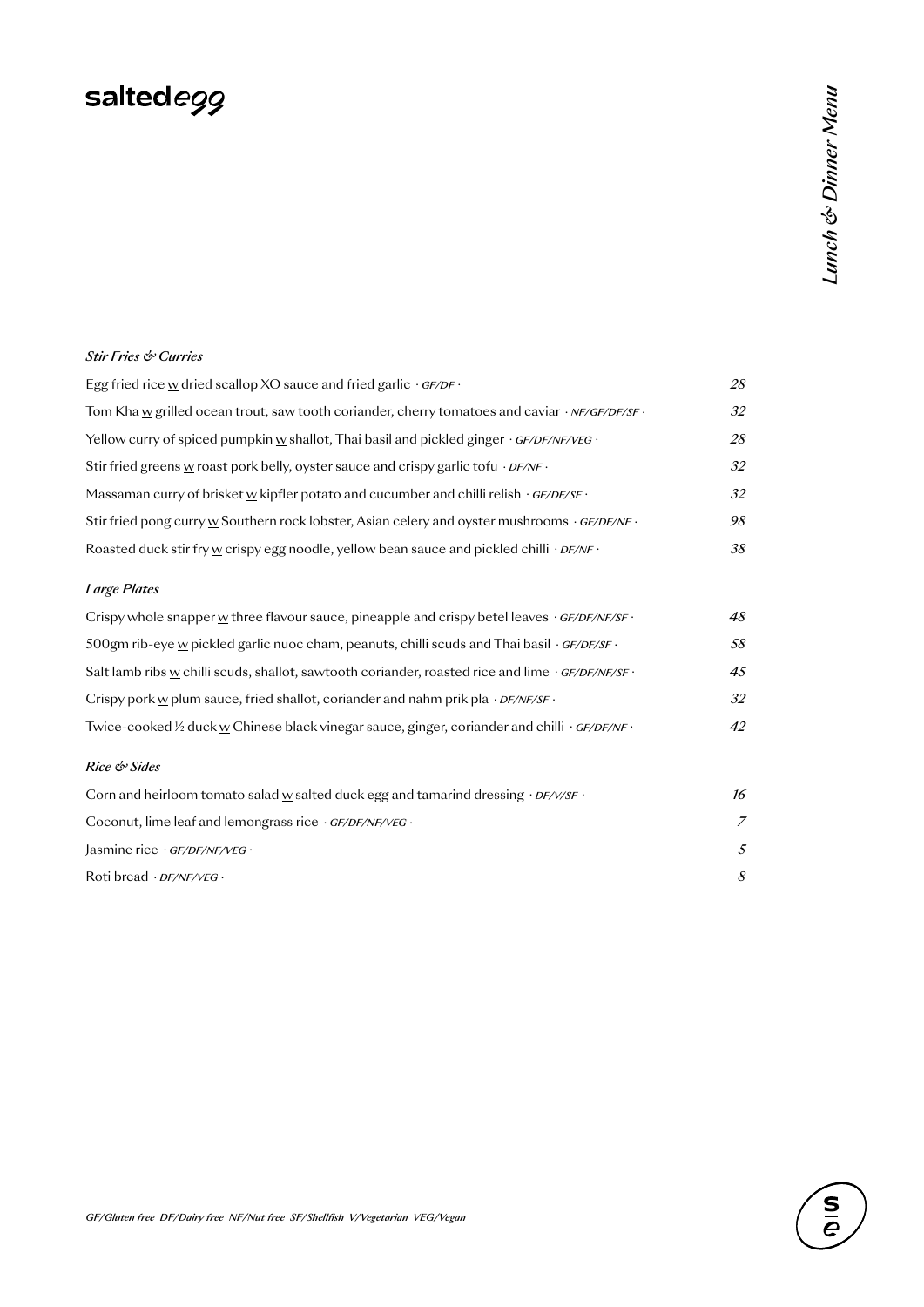# saltedegg

*Lunch & Dinner Menu*

### *Stir Fries & Curries*

| | |
|---|---|
| Egg fried rice w dried scallop XO sauce and fried garlic · *GF/DF* · | *28* |
| Tom Kha w grilled ocean trout, saw tooth coriander, cherry tomatoes and caviar · *NF/GF/DF/SF* · | *32* |
| Yellow curry of spiced pumpkin w shallot, Thai basil and pickled ginger · *GF/DF/NF/VEG* · | *28* |
| Stir fried greens w roast pork belly, oyster sauce and crispy garlic tofu · *DF/NF* · | *32* |
| Massaman curry of brisket w kipfler potato and cucumber and chilli relish · *GF/DF/SF* · | *32* |
| Stir fried pong curry w Southern rock lobster, Asian celery and oyster mushrooms · *GF/DF/NF* · | *98* |
| Roasted duck stir fry w crispy egg noodle, yellow bean sauce and pickled chilli · *DF/NF* · | *38* |

### *Large Plates*

| | |
|---|---|
| Crispy whole snapper w three flavour sauce, pineapple and crispy betel leaves · *GF/DF/NF/SF* · | *48* |
| 500gm rib-eye w pickled garlic nuoc cham, peanuts, chilli scuds and Thai basil · *GF/DF/SF* · | *58* |
| Salt lamb ribs w chilli scuds, shallot, sawtooth coriander, roasted rice and lime · *GF/DF/NF/SF* · | *45* |
| Crispy pork w plum sauce, fried shallot, coriander and nahm prik pla · *DF/NF/SF* · | *32* |
| Twice-cooked ½ duck w Chinese black vinegar sauce, ginger, coriander and chilli · *GF/DF/NF* · | *42* |

### *Rice & Sides*

| | |
|---|---|
| Corn and heirloom tomato salad w salted duck egg and tamarind dressing · *DF/V/SF* · | *16* |
| Coconut, lime leaf and lemongrass rice · *GF/DF/NF/VEG* · | *7* |
| Jasmine rice · *GF/DF/NF/VEG* · | *5* |
| Roti bread · *DF/NF/VEG* · | *8* |

*GF/Gluten free DF/Dairy free NF/Nut free SF/Shellfish V/Vegetarian VEG/Vegan*